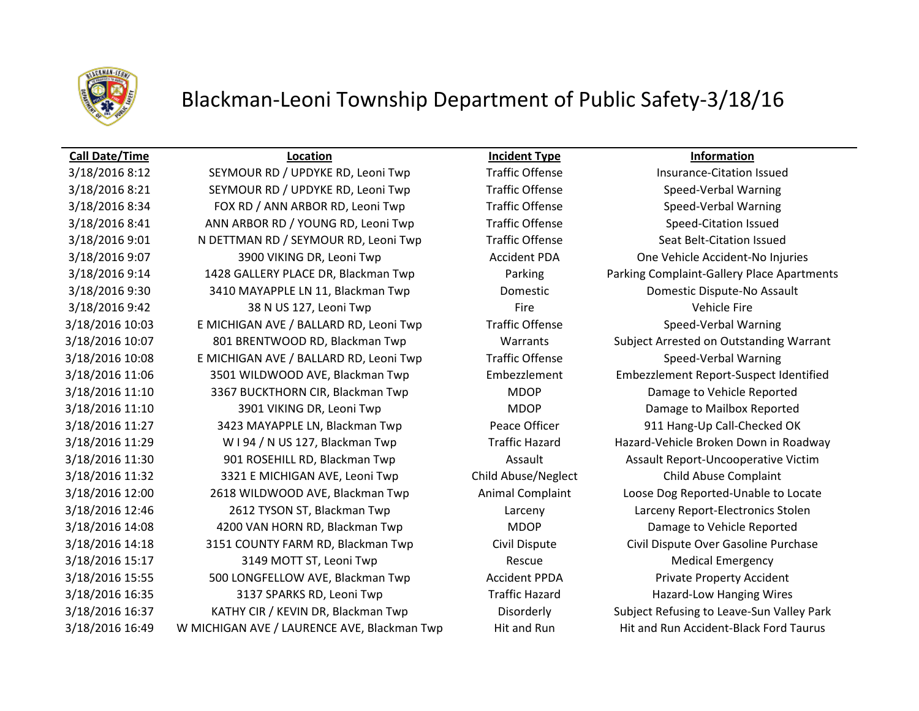# Blackman-Leoni Township Department of Public Safety-3/18/16

| Call Date/Time | Location | Incident Type | Information |
|---|---|---|---|
| 3/18/2016 8:12 | SEYMOUR RD / UPDYKE RD, Leoni Twp | Traffic Offense | Insurance-Citation Issued |
| 3/18/2016 8:21 | SEYMOUR RD / UPDYKE RD, Leoni Twp | Traffic Offense | Speed-Verbal Warning |
| 3/18/2016 8:34 | FOX RD / ANN ARBOR RD, Leoni Twp | Traffic Offense | Speed-Verbal Warning |
| 3/18/2016 8:41 | ANN ARBOR RD / YOUNG RD, Leoni Twp | Traffic Offense | Speed-Citation Issued |
| 3/18/2016 9:01 | N DETTMAN RD / SEYMOUR RD, Leoni Twp | Traffic Offense | Seat Belt-Citation Issued |
| 3/18/2016 9:07 | 3900 VIKING DR, Leoni Twp | Accident PDA | One Vehicle Accident-No Injuries |
| 3/18/2016 9:14 | 1428 GALLERY PLACE DR, Blackman Twp | Parking | Parking Complaint-Gallery Place Apartments |
| 3/18/2016 9:30 | 3410 MAYAPPLE LN 11, Blackman Twp | Domestic | Domestic Dispute-No Assault |
| 3/18/2016 9:42 | 38 N US 127, Leoni Twp | Fire | Vehicle Fire |
| 3/18/2016 10:03 | E MICHIGAN AVE / BALLARD RD, Leoni Twp | Traffic Offense | Speed-Verbal Warning |
| 3/18/2016 10:07 | 801 BRENTWOOD RD, Blackman Twp | Warrants | Subject Arrested on Outstanding Warrant |
| 3/18/2016 10:08 | E MICHIGAN AVE / BALLARD RD, Leoni Twp | Traffic Offense | Speed-Verbal Warning |
| 3/18/2016 11:06 | 3501 WILDWOOD AVE, Blackman Twp | Embezzlement | Embezzlement Report-Suspect Identified |
| 3/18/2016 11:10 | 3367 BUCKTHORN CIR, Blackman Twp | MDOP | Damage to Vehicle Reported |
| 3/18/2016 11:10 | 3901 VIKING DR, Leoni Twp | MDOP | Damage to Mailbox Reported |
| 3/18/2016 11:27 | 3423 MAYAPPLE LN, Blackman Twp | Peace Officer | 911 Hang-Up Call-Checked OK |
| 3/18/2016 11:29 | W I 94 / N US 127, Blackman Twp | Traffic Hazard | Hazard-Vehicle Broken Down in Roadway |
| 3/18/2016 11:30 | 901 ROSEHILL RD, Blackman Twp | Assault | Assault Report-Uncooperative Victim |
| 3/18/2016 11:32 | 3321 E MICHIGAN AVE, Leoni Twp | Child Abuse/Neglect | Child Abuse Complaint |
| 3/18/2016 12:00 | 2618 WILDWOOD AVE, Blackman Twp | Animal Complaint | Loose Dog Reported-Unable to Locate |
| 3/18/2016 12:46 | 2612 TYSON ST, Blackman Twp | Larceny | Larceny Report-Electronics Stolen |
| 3/18/2016 14:08 | 4200 VAN HORN RD, Blackman Twp | MDOP | Damage to Vehicle Reported |
| 3/18/2016 14:18 | 3151 COUNTY FARM RD, Blackman Twp | Civil Dispute | Civil Dispute Over Gasoline Purchase |
| 3/18/2016 15:17 | 3149 MOTT ST, Leoni Twp | Rescue | Medical Emergency |
| 3/18/2016 15:55 | 500 LONGFELLOW AVE, Blackman Twp | Accident PPDA | Private Property Accident |
| 3/18/2016 16:35 | 3137 SPARKS RD, Leoni Twp | Traffic Hazard | Hazard-Low Hanging Wires |
| 3/18/2016 16:37 | KATHY CIR / KEVIN DR, Blackman Twp | Disorderly | Subject Refusing to Leave-Sun Valley Park |
| 3/18/2016 16:49 | W MICHIGAN AVE / LAURENCE AVE, Blackman Twp | Hit and Run | Hit and Run Accident-Black Ford Taurus |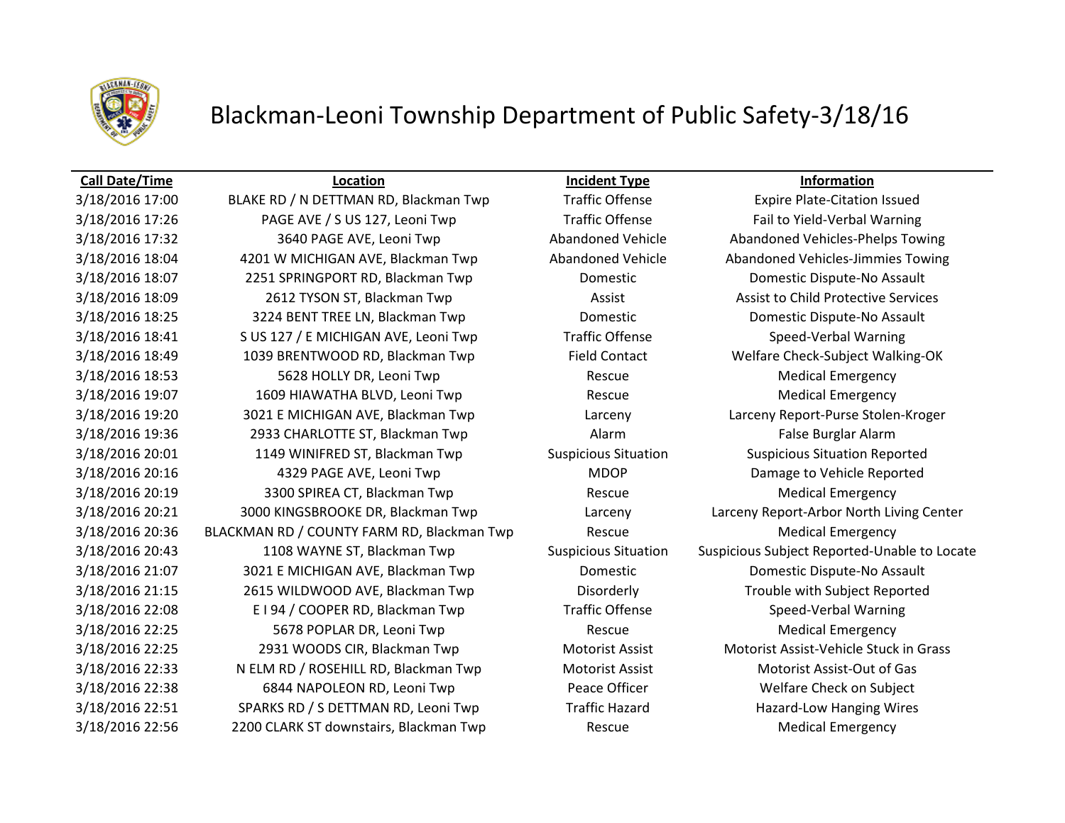# Blackman-Leoni Township Department of Public Safety-3/18/16

| Call Date/Time | Location | Incident Type | Information |
| --- | --- | --- | --- |
| 3/18/2016 17:00 | BLAKE RD / N DETTMAN RD, Blackman Twp | Traffic Offense | Expire Plate-Citation Issued |
| 3/18/2016 17:26 | PAGE AVE / S US 127, Leoni Twp | Traffic Offense | Fail to Yield-Verbal Warning |
| 3/18/2016 17:32 | 3640 PAGE AVE, Leoni Twp | Abandoned Vehicle | Abandoned Vehicles-Phelps Towing |
| 3/18/2016 18:04 | 4201 W MICHIGAN AVE, Blackman Twp | Abandoned Vehicle | Abandoned Vehicles-Jimmies Towing |
| 3/18/2016 18:07 | 2251 SPRINGPORT RD, Blackman Twp | Domestic | Domestic Dispute-No Assault |
| 3/18/2016 18:09 | 2612 TYSON ST, Blackman Twp | Assist | Assist to Child Protective Services |
| 3/18/2016 18:25 | 3224 BENT TREE LN, Blackman Twp | Domestic | Domestic Dispute-No Assault |
| 3/18/2016 18:41 | S US 127 / E MICHIGAN AVE, Leoni Twp | Traffic Offense | Speed-Verbal Warning |
| 3/18/2016 18:49 | 1039 BRENTWOOD RD, Blackman Twp | Field Contact | Welfare Check-Subject Walking-OK |
| 3/18/2016 18:53 | 5628 HOLLY DR, Leoni Twp | Rescue | Medical Emergency |
| 3/18/2016 19:07 | 1609 HIAWATHA BLVD, Leoni Twp | Rescue | Medical Emergency |
| 3/18/2016 19:20 | 3021 E MICHIGAN AVE, Blackman Twp | Larceny | Larceny Report-Purse Stolen-Kroger |
| 3/18/2016 19:36 | 2933 CHARLOTTE ST, Blackman Twp | Alarm | False Burglar Alarm |
| 3/18/2016 20:01 | 1149 WINIFRED ST, Blackman Twp | Suspicious Situation | Suspicious Situation Reported |
| 3/18/2016 20:16 | 4329 PAGE AVE, Leoni Twp | MDOP | Damage to Vehicle Reported |
| 3/18/2016 20:19 | 3300 SPIREA CT, Blackman Twp | Rescue | Medical Emergency |
| 3/18/2016 20:21 | 3000 KINGSBROOKE DR, Blackman Twp | Larceny | Larceny Report-Arbor North Living Center |
| 3/18/2016 20:36 | BLACKMAN RD / COUNTY FARM RD, Blackman Twp | Rescue | Medical Emergency |
| 3/18/2016 20:43 | 1108 WAYNE ST, Blackman Twp | Suspicious Situation | Suspicious Subject Reported-Unable to Locate |
| 3/18/2016 21:07 | 3021 E MICHIGAN AVE, Blackman Twp | Domestic | Domestic Dispute-No Assault |
| 3/18/2016 21:15 | 2615 WILDWOOD AVE, Blackman Twp | Disorderly | Trouble with Subject Reported |
| 3/18/2016 22:08 | E I 94 / COOPER RD, Blackman Twp | Traffic Offense | Speed-Verbal Warning |
| 3/18/2016 22:25 | 5678 POPLAR DR, Leoni Twp | Rescue | Medical Emergency |
| 3/18/2016 22:25 | 2931 WOODS CIR, Blackman Twp | Motorist Assist | Motorist Assist-Vehicle Stuck in Grass |
| 3/18/2016 22:33 | N ELM RD / ROSEHILL RD, Blackman Twp | Motorist Assist | Motorist Assist-Out of Gas |
| 3/18/2016 22:38 | 6844 NAPOLEON RD, Leoni Twp | Peace Officer | Welfare Check on Subject |
| 3/18/2016 22:51 | SPARKS RD / S DETTMAN RD, Leoni Twp | Traffic Hazard | Hazard-Low Hanging Wires |
| 3/18/2016 22:56 | 2200 CLARK ST downstairs, Blackman Twp | Rescue | Medical Emergency |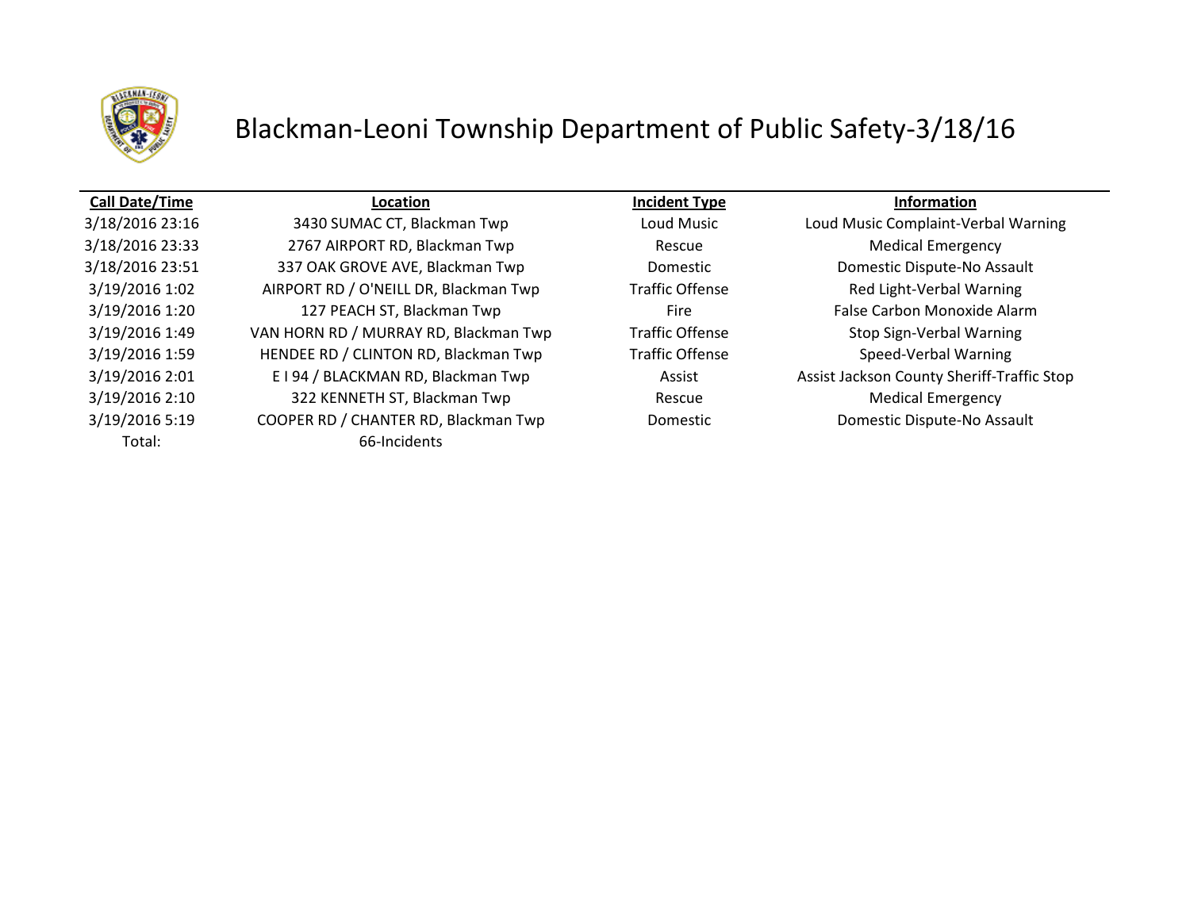# Blackman-Leoni Township Department of Public Safety-3/18/16

| Call Date/Time | Location | Incident Type | Information |
|---|---|---|---|
| 3/18/2016 23:16 | 3430 SUMAC CT, Blackman Twp | Loud Music | Loud Music Complaint-Verbal Warning |
| 3/18/2016 23:33 | 2767 AIRPORT RD, Blackman Twp | Rescue | Medical Emergency |
| 3/18/2016 23:51 | 337 OAK GROVE AVE, Blackman Twp | Domestic | Domestic Dispute-No Assault |
| 3/19/2016 1:02 | AIRPORT RD / O'NEILL DR, Blackman Twp | Traffic Offense | Red Light-Verbal Warning |
| 3/19/2016 1:20 | 127 PEACH ST, Blackman Twp | Fire | False Carbon Monoxide Alarm |
| 3/19/2016 1:49 | VAN HORN RD / MURRAY RD, Blackman Twp | Traffic Offense | Stop Sign-Verbal Warning |
| 3/19/2016 1:59 | HENDEE RD / CLINTON RD, Blackman Twp | Traffic Offense | Speed-Verbal Warning |
| 3/19/2016 2:01 | E I 94 / BLACKMAN RD, Blackman Twp | Assist | Assist Jackson County Sheriff-Traffic Stop |
| 3/19/2016 2:10 | 322 KENNETH ST, Blackman Twp | Rescue | Medical Emergency |
| 3/19/2016 5:19 | COOPER RD / CHANTER RD, Blackman Twp | Domestic | Domestic Dispute-No Assault |
| Total: | 66-Incidents | | |